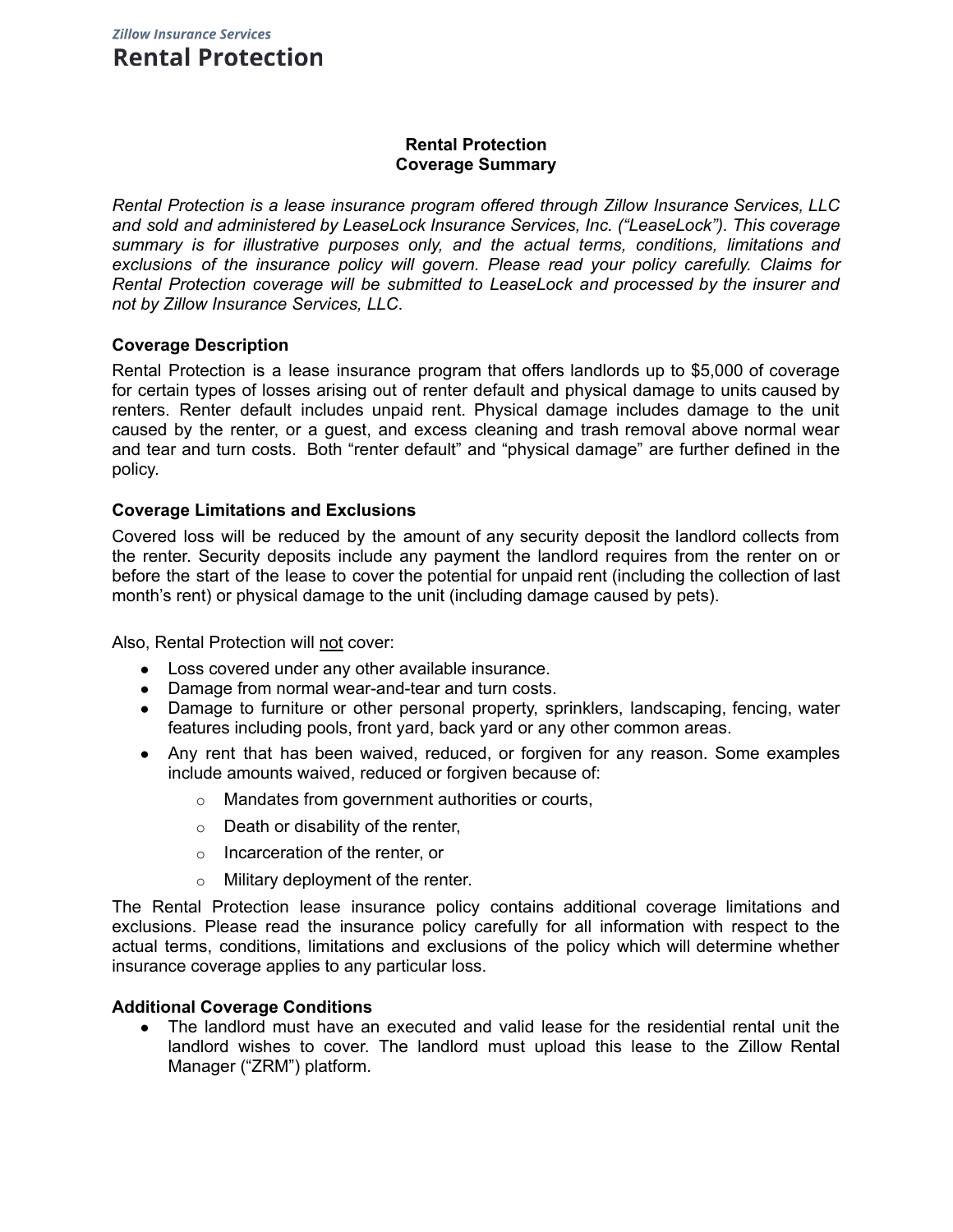*Zillow Insurance Services*

# Rental Protection

## Rental Protection
## Coverage Summary

*Rental Protection is a lease insurance program offered through Zillow Insurance Services, LLC and sold and administered by LeaseLock Insurance Services, Inc. ("LeaseLock"). This coverage summary is for illustrative purposes only, and the actual terms, conditions, limitations and exclusions of the insurance policy will govern. Please read your policy carefully. Claims for Rental Protection coverage will be submitted to LeaseLock and processed by the insurer and not by Zillow Insurance Services, LLC*.

### Coverage Description

Rental Protection is a lease insurance program that offers landlords up to $5,000 of coverage for certain types of losses arising out of renter default and physical damage to units caused by renters. Renter default includes unpaid rent. Physical damage includes damage to the unit caused by the renter, or a guest, and excess cleaning and trash removal above normal wear and tear and turn costs. Both "renter default" and "physical damage" are further defined in the policy.

### Coverage Limitations and Exclusions

Covered loss will be reduced by the amount of any security deposit the landlord collects from the renter. Security deposits include any payment the landlord requires from the renter on or before the start of the lease to cover the potential for unpaid rent (including the collection of last month's rent) or physical damage to the unit (including damage caused by pets).

Also, Rental Protection will <u>not</u> cover:

- Loss covered under any other available insurance.
- Damage from normal wear-and-tear and turn costs.
- Damage to furniture or other personal property, sprinklers, landscaping, fencing, water features including pools, front yard, back yard or any other common areas.
- Any rent that has been waived, reduced, or forgiven for any reason. Some examples include amounts waived, reduced or forgiven because of:
    - Mandates from government authorities or courts,
    - Death or disability of the renter,
    - Incarceration of the renter, or
    - Military deployment of the renter.

The Rental Protection lease insurance policy contains additional coverage limitations and exclusions. Please read the insurance policy carefully for all information with respect to the actual terms, conditions, limitations and exclusions of the policy which will determine whether insurance coverage applies to any particular loss.

### Additional Coverage Conditions

- The landlord must have an executed and valid lease for the residential rental unit the landlord wishes to cover. The landlord must upload this lease to the Zillow Rental Manager ("ZRM") platform.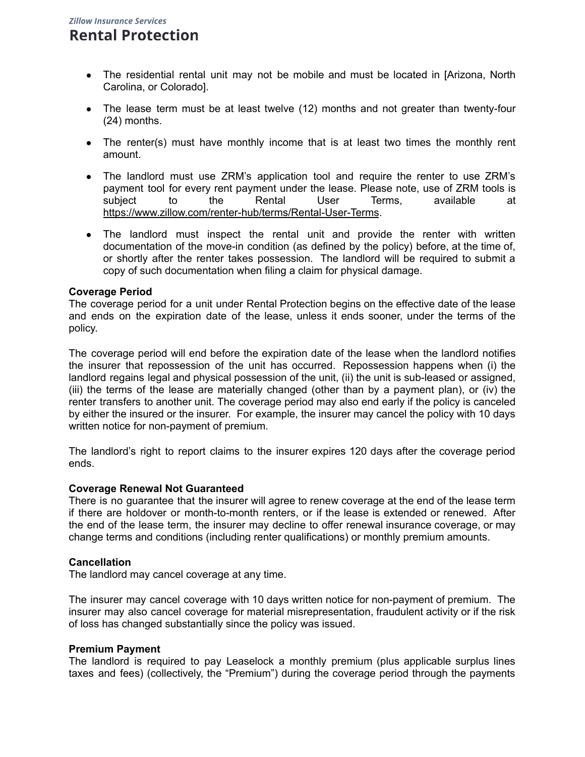- The residential rental unit may not be mobile and must be located in [Arizona, North Carolina, or Colorado].
- The lease term must be at least twelve (12) months and not greater than twenty-four (24) months.
- The renter(s) must have monthly income that is at least two times the monthly rent amount.
- The landlord must use ZRM's application tool and require the renter to use ZRM's payment tool for every rent payment under the lease. Please note, use of ZRM tools is subject to the Rental User Terms, available at https://www.zillow.com/renter-hub/terms/Rental-User-Terms.
- The landlord must inspect the rental unit and provide the renter with written documentation of the move-in condition (as defined by the policy) before, at the time of, or shortly after the renter takes possession. The landlord will be required to submit a copy of such documentation when filing a claim for physical damage.

**Coverage Period**

The coverage period for a unit under Rental Protection begins on the effective date of the lease and ends on the expiration date of the lease, unless it ends sooner, under the terms of the policy.

The coverage period will end before the expiration date of the lease when the landlord notifies the insurer that repossession of the unit has occurred. Repossession happens when (i) the landlord regains legal and physical possession of the unit, (ii) the unit is sub-leased or assigned, (iii) the terms of the lease are materially changed (other than by a payment plan), or (iv) the renter transfers to another unit. The coverage period may also end early if the policy is canceled by either the insured or the insurer. For example, the insurer may cancel the policy with 10 days written notice for non-payment of premium.

The landlord's right to report claims to the insurer expires 120 days after the coverage period ends.

**Coverage Renewal Not Guaranteed**

There is no guarantee that the insurer will agree to renew coverage at the end of the lease term if there are holdover or month-to-month renters, or if the lease is extended or renewed. After the end of the lease term, the insurer may decline to offer renewal insurance coverage, or may change terms and conditions (including renter qualifications) or monthly premium amounts.

**Cancellation**

The landlord may cancel coverage at any time.

The insurer may cancel coverage with 10 days written notice for non-payment of premium. The insurer may also cancel coverage for material misrepresentation, fraudulent activity or if the risk of loss has changed substantially since the policy was issued.

**Premium Payment**

The landlord is required to pay Leaselock a monthly premium (plus applicable surplus lines taxes and fees) (collectively, the "Premium") during the coverage period through the payments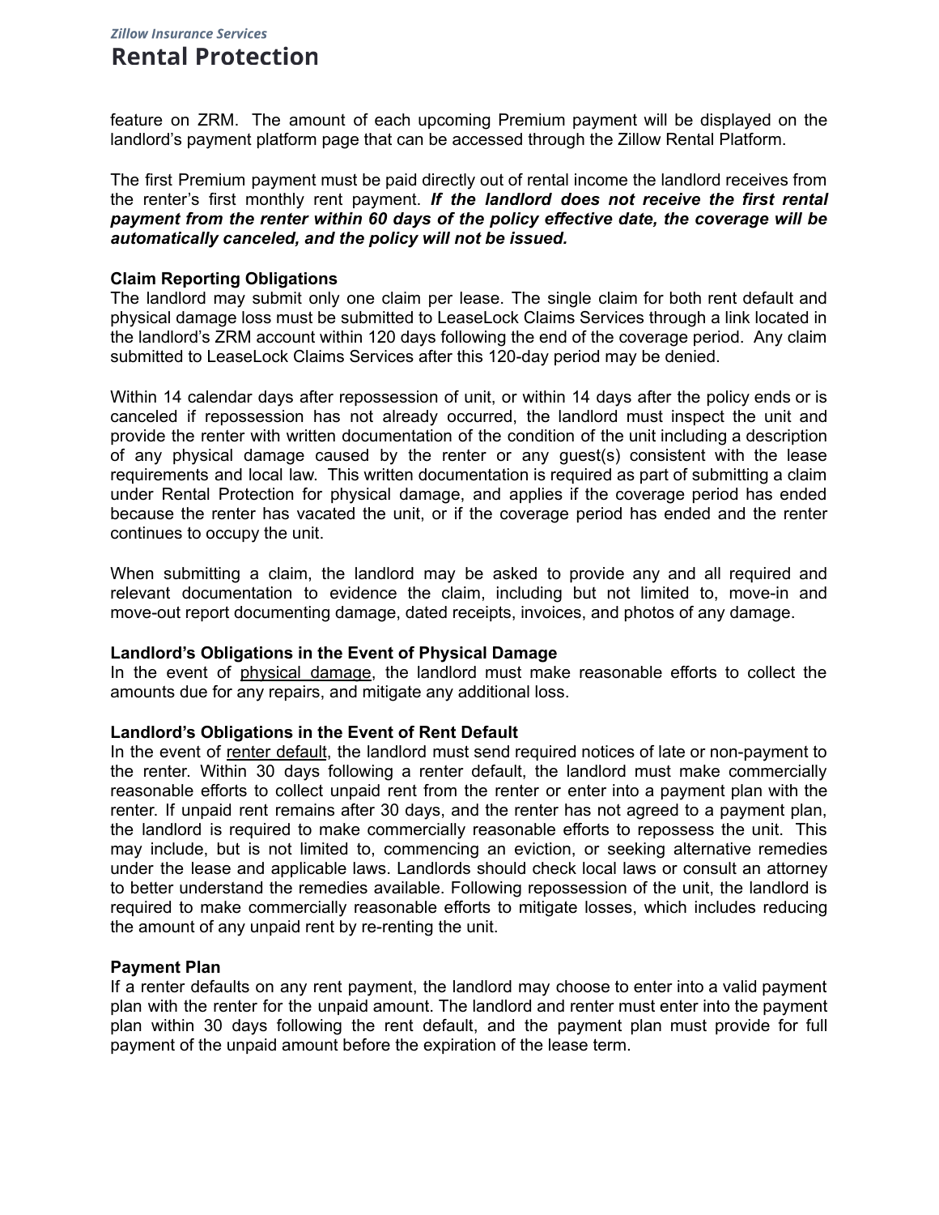feature on ZRM. The amount of each upcoming Premium payment will be displayed on the landlord's payment platform page that can be accessed through the Zillow Rental Platform.

The first Premium payment must be paid directly out of rental income the landlord receives from the renter's first monthly rent payment. ***If the landlord does not receive the first rental payment from the renter within 60 days of the policy effective date, the coverage will be automatically canceled, and the policy will not be issued.***

**Claim Reporting Obligations**

The landlord may submit only one claim per lease. The single claim for both rent default and physical damage loss must be submitted to LeaseLock Claims Services through a link located in the landlord's ZRM account within 120 days following the end of the coverage period. Any claim submitted to LeaseLock Claims Services after this 120-day period may be denied.

Within 14 calendar days after repossession of unit, or within 14 days after the policy ends or is canceled if repossession has not already occurred, the landlord must inspect the unit and provide the renter with written documentation of the condition of the unit including a description of any physical damage caused by the renter or any guest(s) consistent with the lease requirements and local law. This written documentation is required as part of submitting a claim under Rental Protection for physical damage, and applies if the coverage period has ended because the renter has vacated the unit, or if the coverage period has ended and the renter continues to occupy the unit.

When submitting a claim, the landlord may be asked to provide any and all required and relevant documentation to evidence the claim, including but not limited to, move-in and move-out report documenting damage, dated receipts, invoices, and photos of any damage.

**Landlord's Obligations in the Event of Physical Damage**

In the event of physical damage, the landlord must make reasonable efforts to collect the amounts due for any repairs, and mitigate any additional loss.

**Landlord's Obligations in the Event of Rent Default**

In the event of renter default, the landlord must send required notices of late or non-payment to the renter. Within 30 days following a renter default, the landlord must make commercially reasonable efforts to collect unpaid rent from the renter or enter into a payment plan with the renter. If unpaid rent remains after 30 days, and the renter has not agreed to a payment plan, the landlord is required to make commercially reasonable efforts to repossess the unit. This may include, but is not limited to, commencing an eviction, or seeking alternative remedies under the lease and applicable laws. Landlords should check local laws or consult an attorney to better understand the remedies available. Following repossession of the unit, the landlord is required to make commercially reasonable efforts to mitigate losses, which includes reducing the amount of any unpaid rent by re-renting the unit.

**Payment Plan**

If a renter defaults on any rent payment, the landlord may choose to enter into a valid payment plan with the renter for the unpaid amount. The landlord and renter must enter into the payment plan within 30 days following the rent default, and the payment plan must provide for full payment of the unpaid amount before the expiration of the lease term.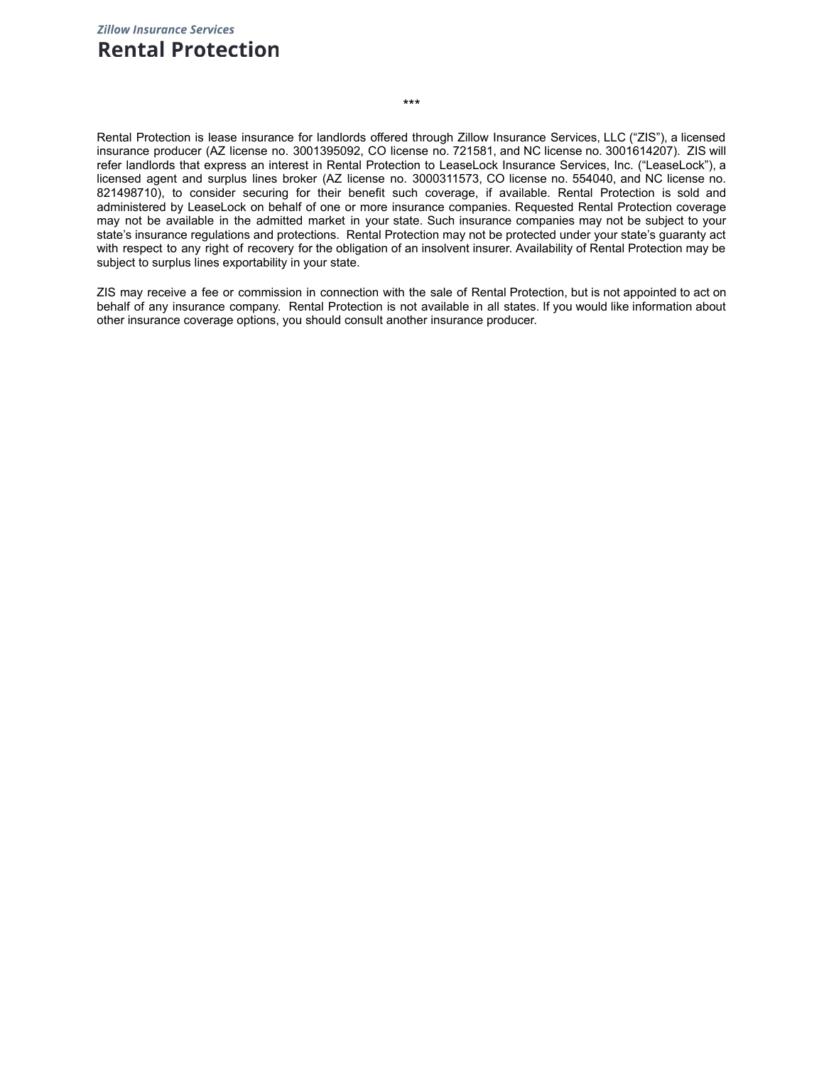*Zillow Insurance Services*

# Rental Protection

***

Rental Protection is lease insurance for landlords offered through Zillow Insurance Services, LLC (“ZIS”), a licensed insurance producer (AZ license no. 3001395092, CO license no. 721581, and NC license no. 3001614207). ZIS will refer landlords that express an interest in Rental Protection to LeaseLock Insurance Services, Inc. (“LeaseLock”), a licensed agent and surplus lines broker (AZ license no. 3000311573, CO license no. 554040, and NC license no. 821498710), to consider securing for their benefit such coverage, if available. Rental Protection is sold and administered by LeaseLock on behalf of one or more insurance companies. Requested Rental Protection coverage may not be available in the admitted market in your state. Such insurance companies may not be subject to your state’s insurance regulations and protections. Rental Protection may not be protected under your state’s guaranty act with respect to any right of recovery for the obligation of an insolvent insurer. Availability of Rental Protection may be subject to surplus lines exportability in your state.

ZIS may receive a fee or commission in connection with the sale of Rental Protection, but is not appointed to act on behalf of any insurance company. Rental Protection is not available in all states. If you would like information about other insurance coverage options, you should consult another insurance producer.